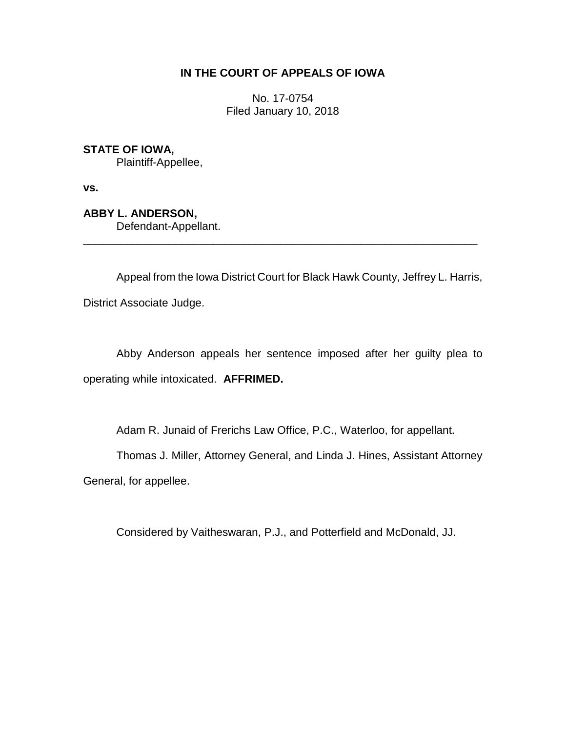**IN THE COURT OF APPEALS OF IOWA**

No. 17-0754
Filed January 10, 2018

**STATE OF IOWA,**
Plaintiff-Appellee,

**vs.**

**ABBY L. ANDERSON,**
Defendant-Appellant.

---

Appeal from the Iowa District Court for Black Hawk County, Jeffrey L. Harris, District Associate Judge.

Abby Anderson appeals her sentence imposed after her guilty plea to operating while intoxicated. **AFFIRMED.**

Adam R. Junaid of Frerichs Law Office, P.C., Waterloo, for appellant.

Thomas J. Miller, Attorney General, and Linda J. Hines, Assistant Attorney General, for appellee.

Considered by Vaitheswaran, P.J., and Potterfield and McDonald, JJ.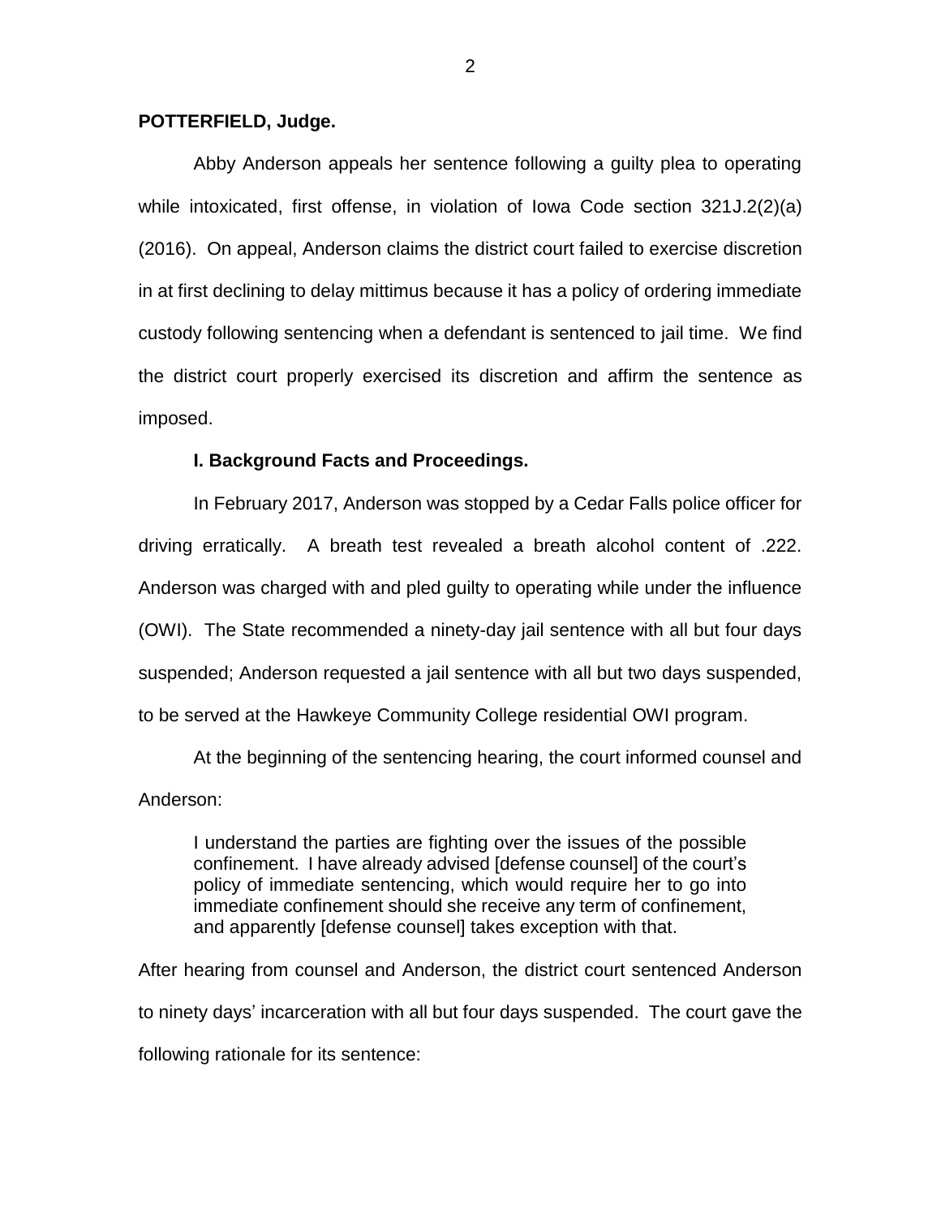**POTTERFIELD, Judge.**

Abby Anderson appeals her sentence following a guilty plea to operating while intoxicated, first offense, in violation of Iowa Code section 321J.2(2)(a) (2016). On appeal, Anderson claims the district court failed to exercise discretion in at first declining to delay mittimus because it has a policy of ordering immediate custody following sentencing when a defendant is sentenced to jail time. We find the district court properly exercised its discretion and affirm the sentence as imposed.

**I. Background Facts and Proceedings.**

In February 2017, Anderson was stopped by a Cedar Falls police officer for driving erratically. A breath test revealed a breath alcohol content of .222. Anderson was charged with and pled guilty to operating while under the influence (OWI). The State recommended a ninety-day jail sentence with all but four days suspended; Anderson requested a jail sentence with all but two days suspended, to be served at the Hawkeye Community College residential OWI program.

At the beginning of the sentencing hearing, the court informed counsel and Anderson:

> I understand the parties are fighting over the issues of the possible confinement. I have already advised [defense counsel] of the court's policy of immediate sentencing, which would require her to go into immediate confinement should she receive any term of confinement, and apparently [defense counsel] takes exception with that.

After hearing from counsel and Anderson, the district court sentenced Anderson to ninety days' incarceration with all but four days suspended. The court gave the following rationale for its sentence: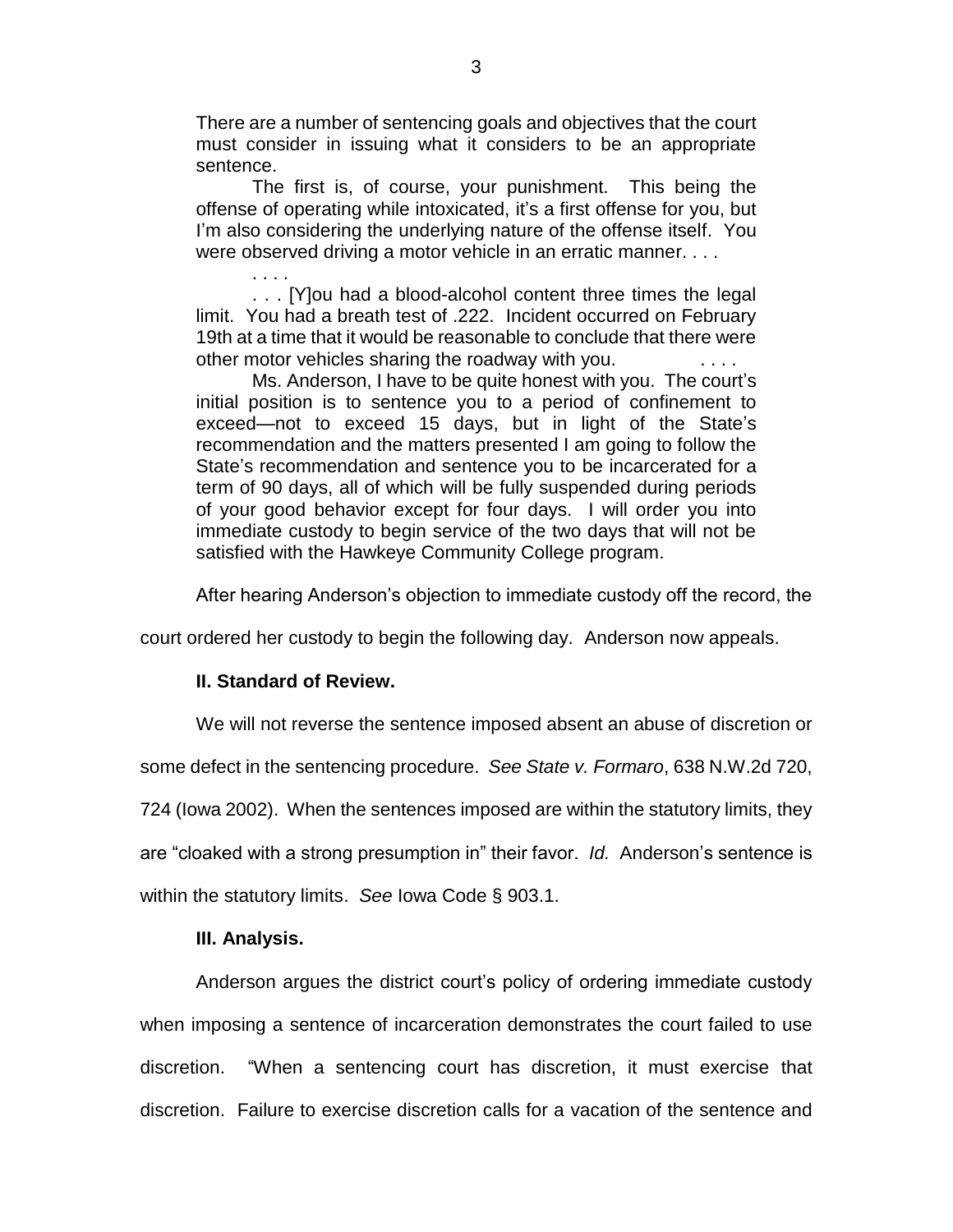> There are a number of sentencing goals and objectives that the court must consider in issuing what it considers to be an appropriate sentence.
>
> The first is, of course, your punishment. This being the offense of operating while intoxicated, it's a first offense for you, but I'm also considering the underlying nature of the offense itself. You were observed driving a motor vehicle in an erratic manner. . . .
>
> . . . .
>
> . . . [Y]ou had a blood-alcohol content three times the legal limit. You had a breath test of .222. Incident occurred on February 19th at a time that it would be reasonable to conclude that there were other motor vehicles sharing the roadway with you. . . . .
>
> Ms. Anderson, I have to be quite honest with you. The court's initial position is to sentence you to a period of confinement to exceed—not to exceed 15 days, but in light of the State's recommendation and the matters presented I am going to follow the State's recommendation and sentence you to be incarcerated for a term of 90 days, all of which will be fully suspended during periods of your good behavior except for four days. I will order you into immediate custody to begin service of the two days that will not be satisfied with the Hawkeye Community College program.

After hearing Anderson's objection to immediate custody off the record, the court ordered her custody to begin the following day. Anderson now appeals.

## II. Standard of Review.

We will not reverse the sentence imposed absent an abuse of discretion or some defect in the sentencing procedure. *See State v. Formaro*, 638 N.W.2d 720, 724 (Iowa 2002). When the sentences imposed are within the statutory limits, they are "cloaked with a strong presumption in" their favor. *Id.* Anderson's sentence is within the statutory limits. *See* Iowa Code § 903.1.

## III. Analysis.

Anderson argues the district court's policy of ordering immediate custody when imposing a sentence of incarceration demonstrates the court failed to use discretion. "When a sentencing court has discretion, it must exercise that discretion. Failure to exercise discretion calls for a vacation of the sentence and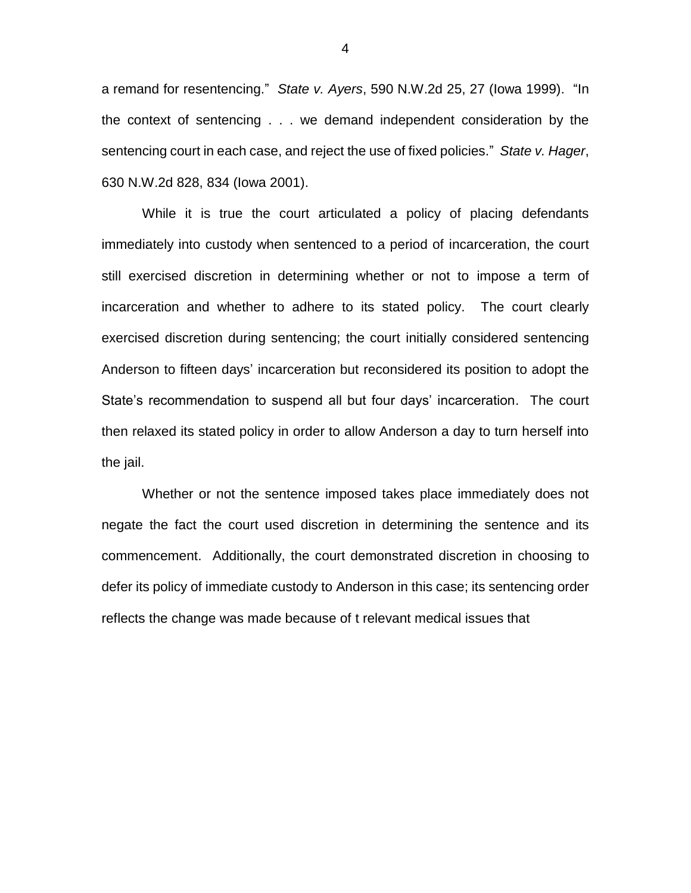a remand for resentencing." *State v. Ayers*, 590 N.W.2d 25, 27 (Iowa 1999). "In the context of sentencing . . . we demand independent consideration by the sentencing court in each case, and reject the use of fixed policies." *State v. Hager*, 630 N.W.2d 828, 834 (Iowa 2001).

While it is true the court articulated a policy of placing defendants immediately into custody when sentenced to a period of incarceration, the court still exercised discretion in determining whether or not to impose a term of incarceration and whether to adhere to its stated policy. The court clearly exercised discretion during sentencing; the court initially considered sentencing Anderson to fifteen days' incarceration but reconsidered its position to adopt the State's recommendation to suspend all but four days' incarceration. The court then relaxed its stated policy in order to allow Anderson a day to turn herself into the jail.

Whether or not the sentence imposed takes place immediately does not negate the fact the court used discretion in determining the sentence and its commencement. Additionally, the court demonstrated discretion in choosing to defer its policy of immediate custody to Anderson in this case; its sentencing order reflects the change was made because of t relevant medical issues that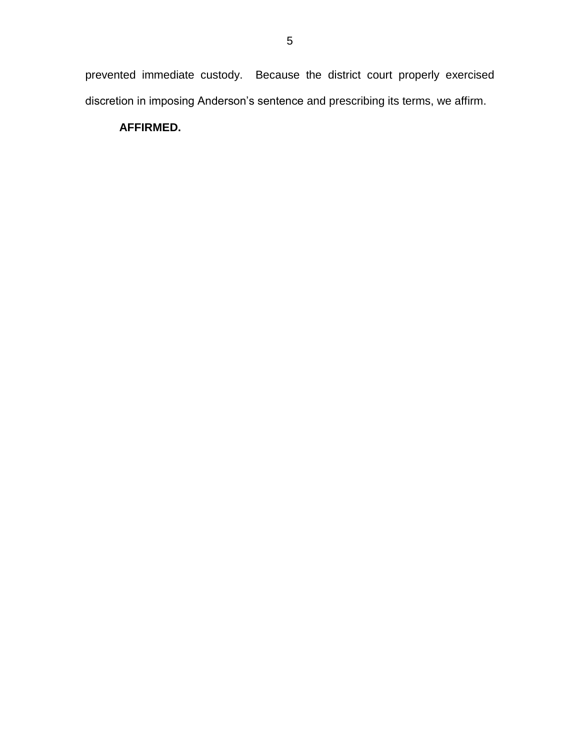prevented immediate custody. Because the district court properly exercised discretion in imposing Anderson's sentence and prescribing its terms, we affirm.

**AFFIRMED.**